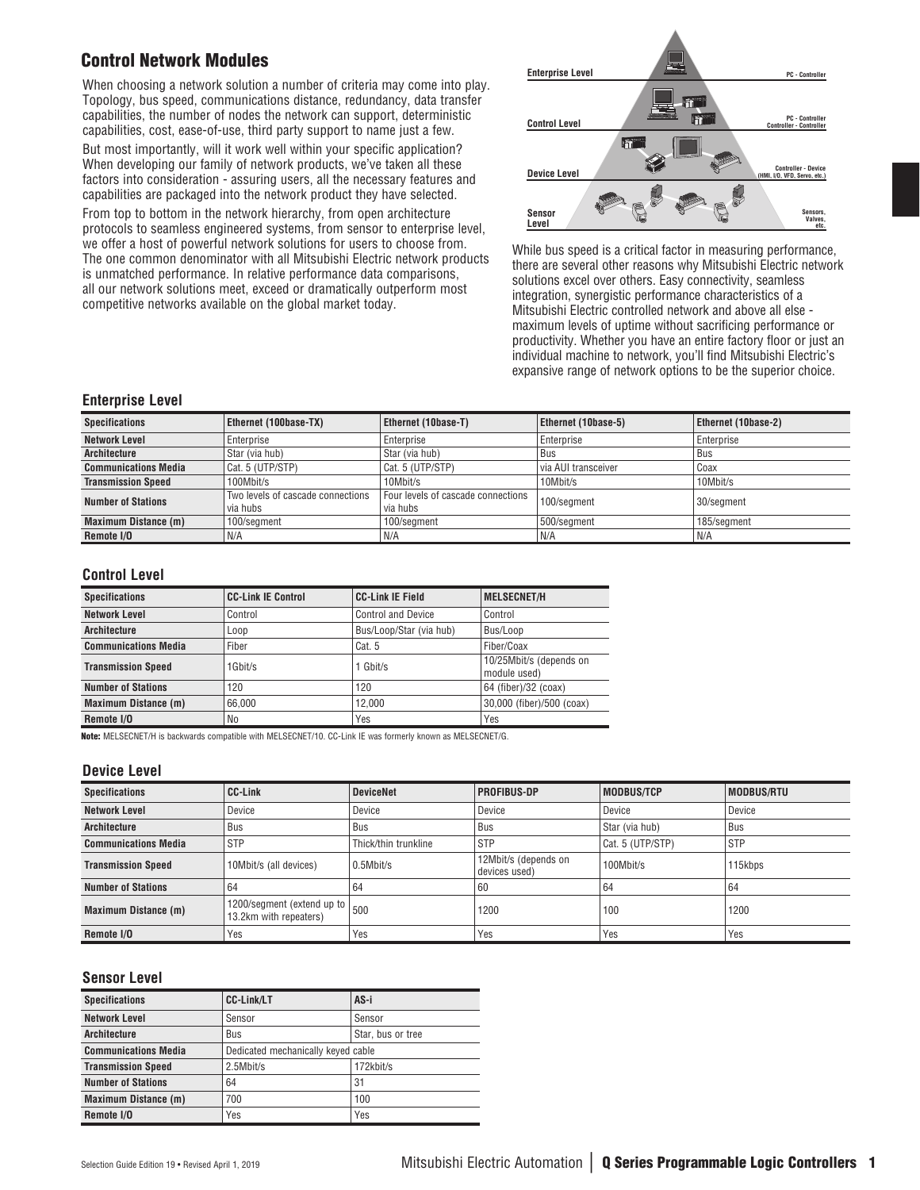# Control Network Modules

When choosing a network solution a number of criteria may come into play. Topology, bus speed, communications distance, redundancy, data transfer capabilities, the number of nodes the network can support, deterministic capabilities, cost, ease-of-use, third party support to name just a few.

But most importantly, will it work well within your specific application? When developing our family of network products, we've taken all these factors into consideration - assuring users, all the necessary features and capabilities are packaged into the network product they have selected.

From top to bottom in the network hierarchy, from open architecture protocols to seamless engineered systems, from sensor to enterprise level, we offer a host of powerful network solutions for users to choose from. The one common denominator with all Mitsubishi Electric network products is unmatched performance. In relative performance data comparisons, all our network solutions meet, exceed or dramatically outperform most competitive networks available on the global market today.

Enterprise Level — PC - Controller
Control Level — PC - Controller, Controller - Controller
Device Level — Controller - Device (HMI, I/O, VFD, Servo, etc.)
Sensor Level — Sensors, Valves, etc.

While bus speed is a critical factor in measuring performance, there are several other reasons why Mitsubishi Electric network solutions excel over others. Easy connectivity, seamless integration, synergistic performance characteristics of a Mitsubishi Electric controlled network and above all else - maximum levels of uptime without sacrificing performance or productivity. Whether you have an entire factory floor or just an individual machine to network, you'll find Mitsubishi Electric's expansive range of network options to be the superior choice.

### Enterprise Level

| Specifications | Ethernet (100base-TX) | Ethernet (10base-T) | Ethernet (10base-5) | Ethernet (10base-2) |
|---|---|---|---|---|
| Network Level | Enterprise | Enterprise | Enterprise | Enterprise |
| Architecture | Star (via hub) | Star (via hub) | Bus | Bus |
| Communications Media | Cat. 5 (UTP/STP) | Cat. 5 (UTP/STP) | via AUI transceiver | Coax |
| Transmission Speed | 100Mbit/s | 10Mbit/s | 10Mbit/s | 10Mbit/s |
| Number of Stations | Two levels of cascade connections via hubs | Four levels of cascade connections via hubs | 100/segment | 30/segment |
| Maximum Distance (m) | 100/segment | 100/segment | 500/segment | 185/segment |
| Remote I/O | N/A | N/A | N/A | N/A |

### Control Level

| Specifications | CC-Link IE Control | CC-Link IE Field | MELSECNET/H |
|---|---|---|---|
| Network Level | Control | Control and Device | Control |
| Architecture | Loop | Bus/Loop/Star (via hub) | Bus/Loop |
| Communications Media | Fiber | Cat. 5 | Fiber/Coax |
| Transmission Speed | 1Gbit/s | 1 Gbit/s | 10/25Mbit/s (depends on module used) |
| Number of Stations | 120 | 120 | 64 (fiber)/32 (coax) |
| Maximum Distance (m) | 66,000 | 12,000 | 30,000 (fiber)/500 (coax) |
| Remote I/O | No | Yes | Yes |

**Note:** MELSECNET/H is backwards compatible with MELSECNET/10. CC-Link IE was formerly known as MELSECNET/G.

### Device Level

| Specifications | CC-Link | DeviceNet | PROFIBUS-DP | MODBUS/TCP | MODBUS/RTU |
|---|---|---|---|---|---|
| Network Level | Device | Device | Device | Device | Device |
| Architecture | Bus | Bus | Bus | Star (via hub) | Bus |
| Communications Media | STP | Thick/thin trunkline | STP | Cat. 5 (UTP/STP) | STP |
| Transmission Speed | 10Mbit/s (all devices) | 0.5Mbit/s | 12Mbit/s (depends on devices used) | 100Mbit/s | 115kbps |
| Number of Stations | 64 | 64 | 60 | 64 | 64 |
| Maximum Distance (m) | 1200/segment (extend up to 13.2km with repeaters) | 500 | 1200 | 100 | 1200 |
| Remote I/O | Yes | Yes | Yes | Yes | Yes |

### Sensor Level

| Specifications | CC-Link/LT | AS-i |
|---|---|---|
| Network Level | Sensor | Sensor |
| Architecture | Bus | Star, bus or tree |
| Communications Media | Dedicated mechanically keyed cable | |
| Transmission Speed | 2.5Mbit/s | 172kbit/s |
| Number of Stations | 64 | 31 |
| Maximum Distance (m) | 700 | 100 |
| Remote I/O | Yes | Yes |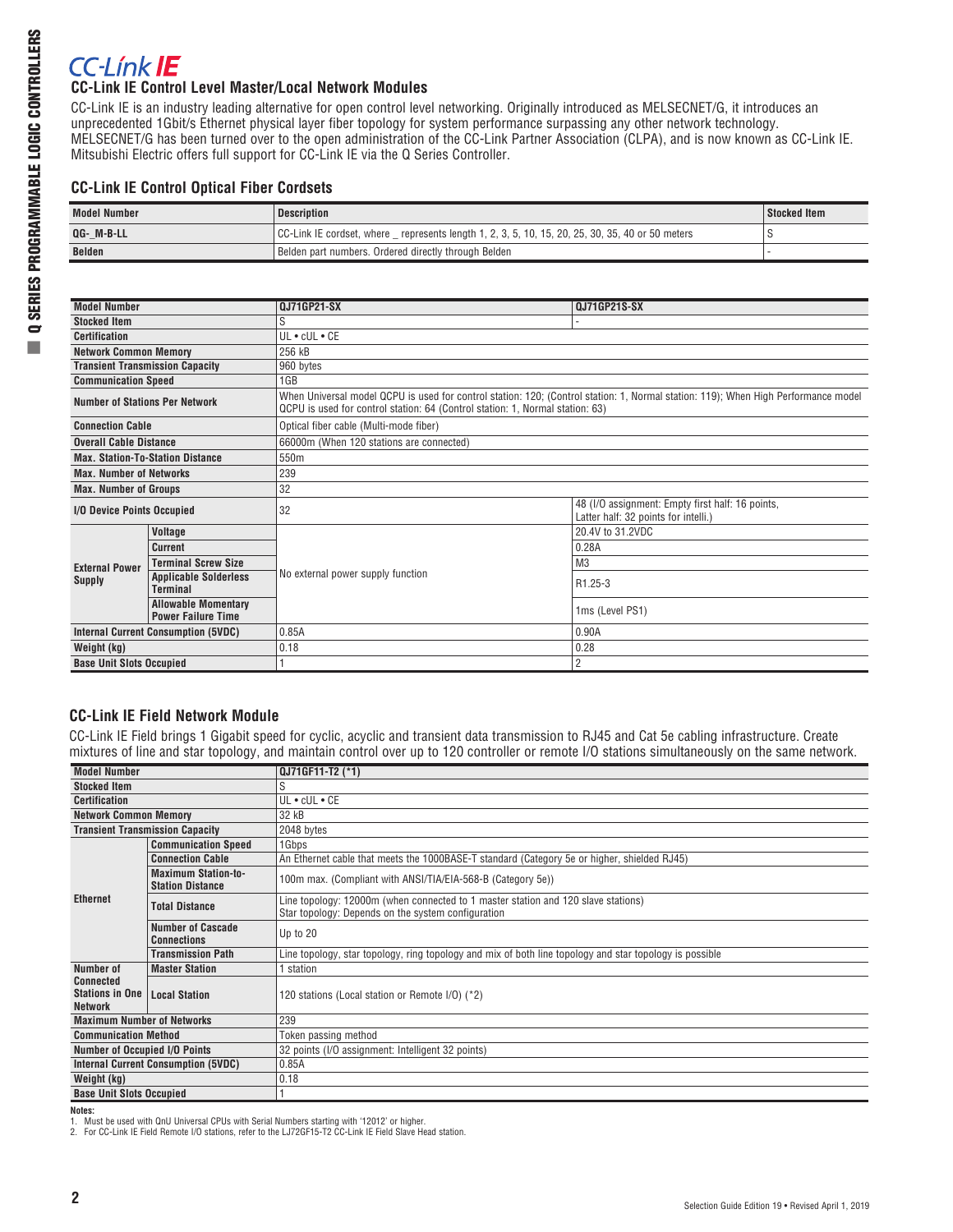# CC-Link IE

## CC-Link IE Control Level Master/Local Network Modules

CC-Link IE is an industry leading alternative for open control level networking. Originally introduced as MELSECNET/G, it introduces an unprecedented 1Gbit/s Ethernet physical layer fiber topology for system performance surpassing any other network technology. MELSECNET/G has been turned over to the open administration of the CC-Link Partner Association (CLPA), and is now known as CC-Link IE. Mitsubishi Electric offers full support for CC-Link IE via the Q Series Controller.

### CC-Link IE Control Optical Fiber Cordsets

| Model Number | Description | Stocked Item |
|---|---|---|
| QG-_M-B-LL | CC-Link IE cordset, where _ represents length 1, 2, 3, 5, 10, 15, 20, 25, 30, 35, 40 or 50 meters | S |
| Belden | Belden part numbers. Ordered directly through Belden | - |

| Model Number | | QJ71GP21-SX | QJ71GP21S-SX |
|---|---|---|---|
| Stocked Item | | S | - |
| Certification | | UL • cUL • CE | |
| Network Common Memory | | 256 kB | |
| Transient Transmission Capacity | | 960 bytes | |
| Communication Speed | | 1GB | |
| Number of Stations Per Network | | When Universal model QCPU is used for control station: 120; (Control station: 1, Normal station: 119); When High Performance model QCPU is used for control station: 64 (Control station: 1, Normal station: 63) | |
| Connection Cable | | Optical fiber cable (Multi-mode fiber) | |
| Overall Cable Distance | | 66000m (When 120 stations are connected) | |
| Max. Station-To-Station Distance | | 550m | |
| Max. Number of Networks | | 239 | |
| Max. Number of Groups | | 32 | |
| I/O Device Points Occupied | | 32 | 48 (I/O assignment: Empty first half: 16 points, Latter half: 32 points for intelli.) |
| External Power Supply | Voltage | No external power supply function | 20.4V to 31.2VDC |
| | Current | | 0.28A |
| | Terminal Screw Size | | M3 |
| | Applicable Solderless Terminal | | R1.25-3 |
| | Allowable Momentary Power Failure Time | | 1ms (Level PS1) |
| Internal Current Consumption (5VDC) | | 0.85A | 0.90A |
| Weight (kg) | | 0.18 | 0.28 |
| Base Unit Slots Occupied | | 1 | 2 |

## CC-Link IE Field Network Module

CC-Link IE Field brings 1 Gigabit speed for cyclic, acyclic and transient data transmission to RJ45 and Cat 5e cabling infrastructure. Create mixtures of line and star topology, and maintain control over up to 120 controller or remote I/O stations simultaneously on the same network.

| Model Number | | QJ71GF11-T2 (*1) |
|---|---|---|
| Stocked Item | | S |
| Certification | | UL • cUL • CE |
| Network Common Memory | | 32 kB |
| Transient Transmission Capacity | | 2048 bytes |
| Ethernet | Communication Speed | 1Gbps |
| | Connection Cable | An Ethernet cable that meets the 1000BASE-T standard (Category 5e or higher, shielded RJ45) |
| | Maximum Station-to-Station Distance | 100m max. (Compliant with ANSI/TIA/EIA-568-B (Category 5e)) |
| | Total Distance | Line topology: 12000m (when connected to 1 master station and 120 slave stations)<br>Star topology: Depends on the system configuration |
| | Number of Cascade Connections | Up to 20 |
| | Transmission Path | Line topology, star topology, ring topology and mix of both line topology and star topology is possible |
| Number of Connected Stations in One Network | Master Station | 1 station |
| | Local Station | 120 stations (Local station or Remote I/O) (*2) |
| Maximum Number of Networks | | 239 |
| Communication Method | | Token passing method |
| Number of Occupied I/O Points | | 32 points (I/O assignment: Intelligent 32 points) |
| Internal Current Consumption (5VDC) | | 0.85A |
| Weight (kg) | | 0.18 |
| Base Unit Slots Occupied | | 1 |

**Notes:**
1. Must be used with QnU Universal CPUs with Serial Numbers starting with '12012' or higher.
2. For CC-Link IE Field Remote I/O stations, refer to the LJ72GF15-T2 CC-Link IE Field Slave Head station.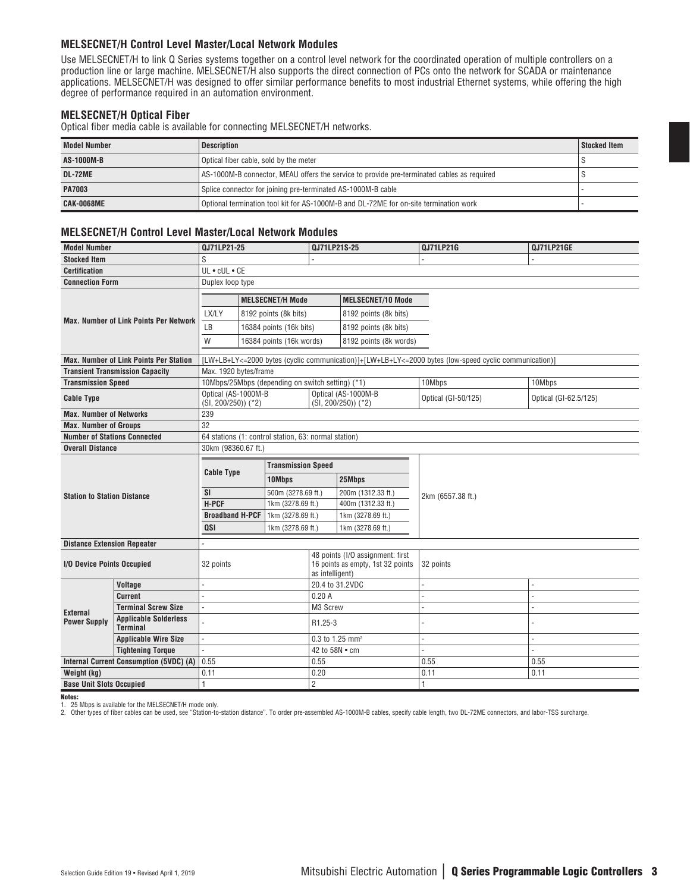### MELSECNET/H Control Level Master/Local Network Modules

Use MELSECNET/H to link Q Series systems together on a control level network for the coordinated operation of multiple controllers on a production line or large machine. MELSECNET/H also supports the direct connection of PCs onto the network for SCADA or maintenance applications. MELSECNET/H was designed to offer similar performance benefits to most industrial Ethernet systems, while offering the high degree of performance required in an automation environment.

### MELSECNET/H Optical Fiber

Optical fiber media cable is available for connecting MELSECNET/H networks.

| Model Number | Description | Stocked Item |
|---|---|---|
| AS-1000M-B | Optical fiber cable, sold by the meter | S |
| DL-72ME | AS-1000M-B connector, MEAU offers the service to provide pre-terminated cables as required | S |
| PA7003 | Splice connector for joining pre-terminated AS-1000M-B cable | - |
| CAK-0068ME | Optional termination tool kit for AS-1000M-B and DL-72ME for on-site termination work | - |

### MELSECNET/H Control Level Master/Local Network Modules

| Model Number | | QJ71LP21-25 | QJ71LP21S-25 | QJ71LP21G | QJ71LP21GE |
|---|---|---|---|---|---|
| Stocked Item | | S | - | - | - |
| Certification | | UL • cUL • CE | | | |
| Connection Form | | Duplex loop type | | | |
| Max. Number of Link Points Per Network | | (see table below) | | | |
| Max. Number of Link Points Per Station | | [LW+LB+LY<=2000 bytes (cyclic communication)]+[LW+LB+LY<=2000 bytes (low-speed cyclic communication)] | | | |
| Transient Transmission Capacity | | Max. 1920 bytes/frame | | | |
| Transmission Speed | | 10Mbps/25Mbps (depending on switch setting) (*1) | | 10Mbps | 10Mbps |
| Cable Type | | Optical (AS-1000M-B (SI, 200/250)) (*2) | Optical (AS-1000M-B (SI, 200/250)) (*2) | Optical (GI-50/125) | Optical (GI-62.5/125) |
| Max. Number of Networks | | 239 | | | |
| Max. Number of Groups | | 32 | | | |
| Number of Stations Connected | | 64 stations (1: control station, 63: normal station) | | | |
| Overall Distance | | 30km (98360.67 ft.) | | | |
| Station to Station Distance | | (see table below) | | 2km (6557.38 ft.) | |
| Distance Extension Repeater | | - | | | |
| I/O Device Points Occupied | | 32 points | 48 points (I/O assignment: first 16 points as empty, 1st 32 points as intelligent) | 32 points | |
| External Power Supply | Voltage | - | 20.4 to 31.2VDC | - | - |
| | Current | - | 0.20 A | - | - |
| | Terminal Screw Size | - | M3 Screw | - | - |
| | Applicable Solderless Terminal | - | R1.25-3 | - | - |
| | Applicable Wire Size | - | 0.3 to 1.25 mm² | - | - |
| | Tightening Torque | - | 42 to 58N • cm | - | - |
| Internal Current Consumption (5VDC) (A) | | 0.55 | 0.55 | 0.55 | 0.55 |
| Weight (kg) | | 0.11 | 0.20 | 0.11 | 0.11 |
| Base Unit Slots Occupied | | 1 | 2 | 1 | |

Max. Number of Link Points Per Network (QJ71LP21-25, QJ71LP21S-25, QJ71LP21G, QJ71LP21GE):

| | MELSECNET/H Mode | MELSECNET/10 Mode |
|---|---|---|
| LX/LY | 8192 points (8k bits) | 8192 points (8k bits) |
| LB | 16384 points (16k bits) | 8192 points (8k bits) |
| W | 16384 points (16k words) | 8192 points (8k words) |

Station to Station Distance (QJ71LP21-25, QJ71LP21S-25):

| Cable Type | Transmission Speed 10Mbps | Transmission Speed 25Mbps |
|---|---|---|
| SI | 500m (3278.69 ft.) | 200m (1312.33 ft.) |
| H-PCF | 1km (3278.69 ft.) | 400m (1312.33 ft.) |
| Broadband H-PCF | 1km (3278.69 ft.) | 1km (3278.69 ft.) |
| QSI | 1km (3278.69 ft.) | 1km (3278.69 ft.) |

**Notes:**

1. 25 Mbps is available for the MELSECNET/H mode only.
2. Other types of fiber cables can be used, see "Station-to-station distance". To order pre-assembled AS-1000M-B cables, specify cable length, two DL-72ME connectors, and labor-TSS surcharge.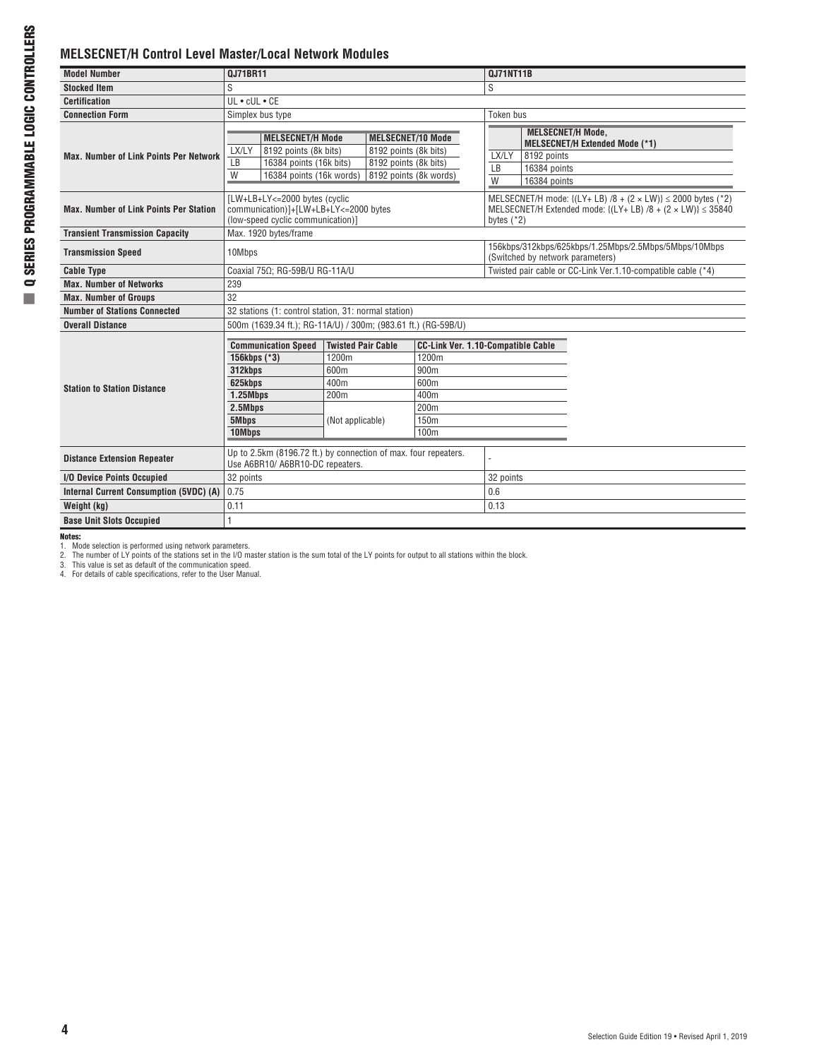## MELSECNET/H Control Level Master/Local Network Modules

| Model Number | QJ71BR11 | QJ71NT11B |
|---|---|---|
| Stocked Item | S | S |
| Certification | UL • cUL • CE | |
| Connection Form | Simplex bus type | Token bus |
| Max. Number of Link Points Per Network | (see table below) | (see table below) |
| Max. Number of Link Points Per Station | [LW+LB+LY<=2000 bytes (cyclic communication)]+[LW+LB+LY<=2000 bytes (low-speed cyclic communication)] | MELSECNET/H mode: {(LY+ LB) /8 + (2 × LW)} ≤ 2000 bytes (*2)<br>MELSECNET/H Extended mode: {(LY+ LB) /8 + (2 × LW)} ≤ 35840 bytes (*2) |
| Transient Transmission Capacity | Max. 1920 bytes/frame | |
| Transmission Speed | 10Mbps | 156kbps/312kbps/625kbps/1.25Mbps/2.5Mbps/5Mbps/10Mbps (Switched by network parameters) |
| Cable Type | Coaxial 75Ω; RG-59B/U RG-11A/U | Twisted pair cable or CC-Link Ver.1.10-compatible cable (*4) |
| Max. Number of Networks | 239 | |
| Max. Number of Groups | 32 | |
| Number of Stations Connected | 32 stations (1: control station, 31: normal station) | |
| Overall Distance | 500m (1639.34 ft.); RG-11A/U) / 300m; (983.61 ft.) (RG-59B/U) | |
| Station to Station Distance | (see table below) | |
| Distance Extension Repeater | Up to 2.5km (8196.72 ft.) by connection of max. four repeaters. Use A6BR10/ A6BR10-DC repeaters. | - |
| I/O Device Points Occupied | 32 points | 32 points |
| Internal Current Consumption (5VDC) (A) | 0.75 | 0.6 |
| Weight (kg) | 0.11 | 0.13 |
| Base Unit Slots Occupied | 1 | |

**Max. Number of Link Points Per Network — QJ71BR11**

| | MELSECNET/H Mode | MELSECNET/10 Mode |
|---|---|---|
| LX/LY | 8192 points (8k bits) | 8192 points (8k bits) |
| LB | 16384 points (16k bits) | 8192 points (8k bits) |
| W | 16384 points (16k words) | 8192 points (8k words) |

**Max. Number of Link Points Per Network — QJ71NT11B**

| | MELSECNET/H Mode, MELSECNET/H Extended Mode (*1) |
|---|---|
| LX/LY | 8192 points |
| LB | 16384 points |
| W | 16384 points |

**Station to Station Distance**

| Communication Speed | Twisted Pair Cable | CC-Link Ver. 1.10-Compatible Cable |
|---|---|---|
| 156kbps (*3) | 1200m | 1200m |
| 312kbps | 600m | 900m |
| 625kbps | 400m | 600m |
| 1.25Mbps | 200m | 400m |
| 2.5Mbps | (Not applicable) | 200m |
| 5Mbps | (Not applicable) | 150m |
| 10Mbps | (Not applicable) | 100m |

**Notes:**
1. Mode selection is performed using network parameters.
2. The number of LY points of the stations set in the I/O master station is the sum total of the LY points for output to all stations within the block.
3. This value is set as default of the communication speed.
4. For details of cable specifications, refer to the User Manual.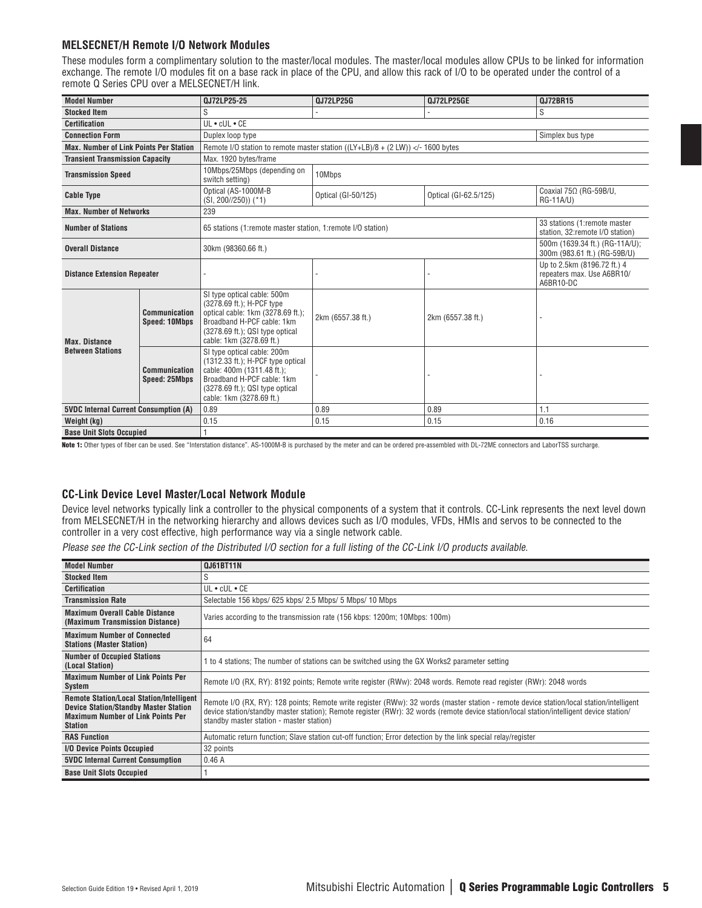### MELSECNET/H Remote I/O Network Modules

These modules form a complimentary solution to the master/local modules. The master/local modules allow CPUs to be linked for information exchange. The remote I/O modules fit on a base rack in place of the CPU, and allow this rack of I/O to be operated under the control of a remote Q Series CPU over a MELSECNET/H link.

| Model Number | | QJ72LP25-25 | QJ72LP25G | QJ72LP25GE | QJ72BR15 |
|---|---|---|---|---|---|
| Stocked Item | | S | - | - | S |
| Certification | | UL • cUL • CE | | | |
| Connection Form | | Duplex loop type | | | Simplex bus type |
| Max. Number of Link Points Per Station | | Remote I/O station to remote master station ((LY+LB)/8 + (2 LW)) </- 1600 bytes | | | |
| Transient Transmission Capacity | | Max. 1920 bytes/frame | | | |
| Transmission Speed | | 10Mbps/25Mbps (depending on switch setting) | 10Mbps | | |
| Cable Type | | Optical (AS-1000M-B (SI, 200//250)) (*1) | Optical (GI-50/125) | Optical (GI-62.5/125) | Coaxial 75Ω (RG-59B/U, RG-11A/U) |
| Max. Number of Networks | | 239 | | | |
| Number of Stations | | 65 stations (1:remote master station, 1:remote I/O station) | | | 33 stations (1:remote master station, 32:remote I/O station) |
| Overall Distance | | 30km (98360.66 ft.) | | | 500m (1639.34 ft.) (RG-11A/U); 300m (983.61 ft.) (RG-59B/U) |
| Distance Extension Repeater | | - | - | - | Up to 2.5km (8196.72 ft.) 4 repeaters max. Use A6BR10/A6BR10-DC |
| Max. Distance Between Stations | Communication Speed: 10Mbps | SI type optical cable: 500m (3278.69 ft.); H-PCF type optical cable: 1km (3278.69 ft.); Broadband H-PCF cable: 1km (3278.69 ft.); QSI type optical cable: 1km (3278.69 ft.) | 2km (6557.38 ft.) | 2km (6557.38 ft.) | - |
| | Communication Speed: 25Mbps | SI type optical cable: 200m (1312.33 ft.); H-PCF type optical cable: 400m (1311.48 ft.); Broadband H-PCF cable: 1km (3278.69 ft.); QSI type optical cable: 1km (3278.69 ft.) | - | - | - |
| 5VDC Internal Current Consumption (A) | | 0.89 | 0.89 | 0.89 | 1.1 |
| Weight (kg) | | 0.15 | 0.15 | 0.15 | 0.16 |
| Base Unit Slots Occupied | | 1 | | | |

**Note 1:** Other types of fiber can be used. See "Interstation distance". AS-1000M-B is purchased by the meter and can be ordered pre-assembled with DL-72ME connectors and LaborTSS surcharge.

### CC-Link Device Level Master/Local Network Module

Device level networks typically link a controller to the physical components of a system that it controls. CC-Link represents the next level down from MELSECNET/H in the networking hierarchy and allows devices such as I/O modules, VFDs, HMIs and servos to be connected to the controller in a very cost effective, high performance way via a single network cable.

*Please see the CC-Link section of the Distributed I/O section for a full listing of the CC-Link I/O products available.*

| Model Number | QJ61BT11N |
|---|---|
| Stocked Item | S |
| Certification | UL • cUL • CE |
| Transmission Rate | Selectable 156 kbps/ 625 kbps/ 2.5 Mbps/ 5 Mbps/ 10 Mbps |
| Maximum Overall Cable Distance (Maximum Transmission Distance) | Varies according to the transmission rate (156 kbps: 1200m; 10Mbps: 100m) |
| Maximum Number of Connected Stations (Master Station) | 64 |
| Number of Occupied Stations (Local Station) | 1 to 4 stations; The number of stations can be switched using the GX Works2 parameter setting |
| Maximum Number of Link Points Per System | Remote I/O (RX, RY): 8192 points; Remote write register (RWw): 2048 words. Remote read register (RWr): 2048 words |
| Remote Station/Local Station/Intelligent Device Station/Standby Master Station Maximum Number of Link Points Per Station | Remote I/O (RX, RY): 128 points; Remote write register (RWw): 32 words (master station - remote device station/local station/intelligent device station/standby master station); Remote register (RWr): 32 words (remote device station/local station/intelligent device station/ standby master station - master station) |
| RAS Function | Automatic return function; Slave station cut-off function; Error detection by the link special relay/register |
| I/O Device Points Occupied | 32 points |
| 5VDC Internal Current Consumption | 0.46 A |
| Base Unit Slots Occupied | 1 |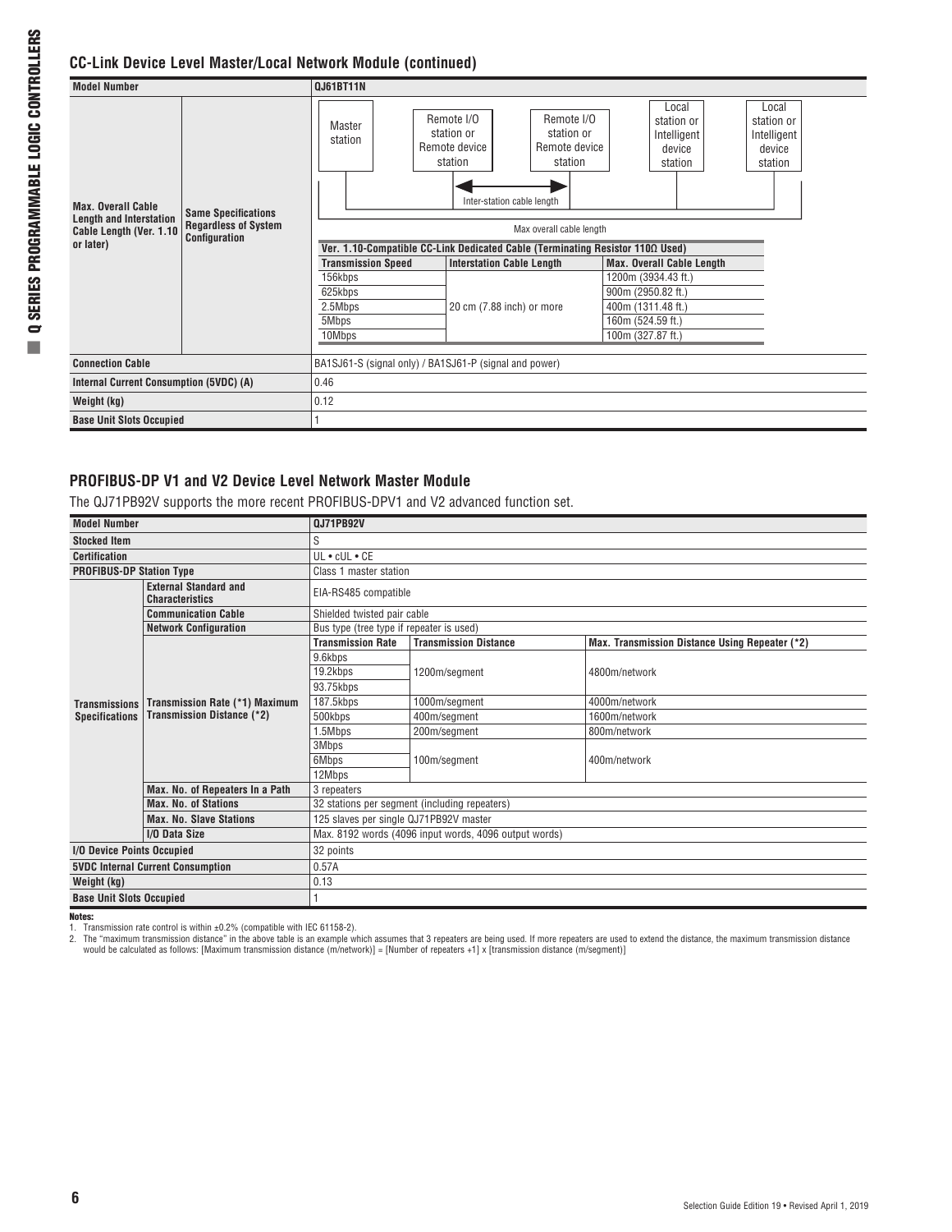## CC-Link Device Level Master/Local Network Module (continued)

| Model Number | | QJ61BT11N | | |
|---|---|---|---|---|
| Max. Overall Cable Length and Interstation Cable Length (Ver. 1.10 or later) | Same Specifications Regardless of System Configuration | Master station / Remote I/O station or Remote device station / Remote I/O station or Remote device station / Local station or Intelligent device station / Local station or Intelligent device station — Inter-station cable length — Max overall cable length | | |
| | | Ver. 1.10-Compatible CC-Link Dedicated Cable (Terminating Resistor 110Ω Used) | | |
| | | **Transmission Speed** | **Interstation Cable Length** | **Max. Overall Cable Length** |
| | | 156kbps | 20 cm (7.88 inch) or more | 1200m (3934.43 ft.) |
| | | 625kbps | | 900m (2950.82 ft.) |
| | | 2.5Mbps | | 400m (1311.48 ft.) |
| | | 5Mbps | | 160m (524.59 ft.) |
| | | 10Mbps | | 100m (327.87 ft.) |
| Connection Cable | | BA1SJ61-S (signal only) / BA1SJ61-P (signal and power) | | |
| Internal Current Consumption (5VDC) (A) | | 0.46 | | |
| Weight (kg) | | 0.12 | | |
| Base Unit Slots Occupied | | 1 | | |

## PROFIBUS-DP V1 and V2 Device Level Network Master Module

The QJ71PB92V supports the more recent PROFIBUS-DPV1 and V2 advanced function set.

| Model Number | | QJ71PB92V | | |
|---|---|---|---|---|
| Stocked Item | | S | | |
| Certification | | UL • cUL • CE | | |
| PROFIBUS-DP Station Type | | Class 1 master station | | |
| Transmissions Specifications | External Standard and Characteristics | EIA-RS485 compatible | | |
| | Communication Cable | Shielded twisted pair cable | | |
| | Network Configuration | Bus type (tree type if repeater is used) | | |
| | Transmission Rate (*1) Maximum Transmission Distance (*2) | **Transmission Rate** | **Transmission Distance** | **Max. Transmission Distance Using Repeater (*2)** |
| | | 9.6kbps | 1200m/segment | 4800m/network |
| | | 19.2kbps | | |
| | | 93.75kbps | | |
| | | 187.5kbps | 1000m/segment | 4000m/network |
| | | 500kbps | 400m/segment | 1600m/network |
| | | 1.5Mbps | 200m/segment | 800m/network |
| | | 3Mbps | 100m/segment | 400m/network |
| | | 6Mbps | | |
| | | 12Mbps | | |
| | Max. No. of Repeaters In a Path | 3 repeaters | | |
| | Max. No. of Stations | 32 stations per segment (including repeaters) | | |
| | Max. No. Slave Stations | 125 slaves per single QJ71PB92V master | | |
| | I/O Data Size | Max. 8192 words (4096 input words, 4096 output words) | | |
| I/O Device Points Occupied | | 32 points | | |
| 5VDC Internal Current Consumption | | 0.57A | | |
| Weight (kg) | | 0.13 | | |
| Base Unit Slots Occupied | | 1 | | |

**Notes:**

1. Transmission rate control is within ±0.2% (compatible with IEC 61158-2).
2. The "maximum transmission distance" in the above table is an example which assumes that 3 repeaters are being used. If more repeaters are used to extend the distance, the maximum transmission distance would be calculated as follows: [Maximum transmission distance (m/network)] = [Number of repeaters +1] x [transmission distance (m/segment)]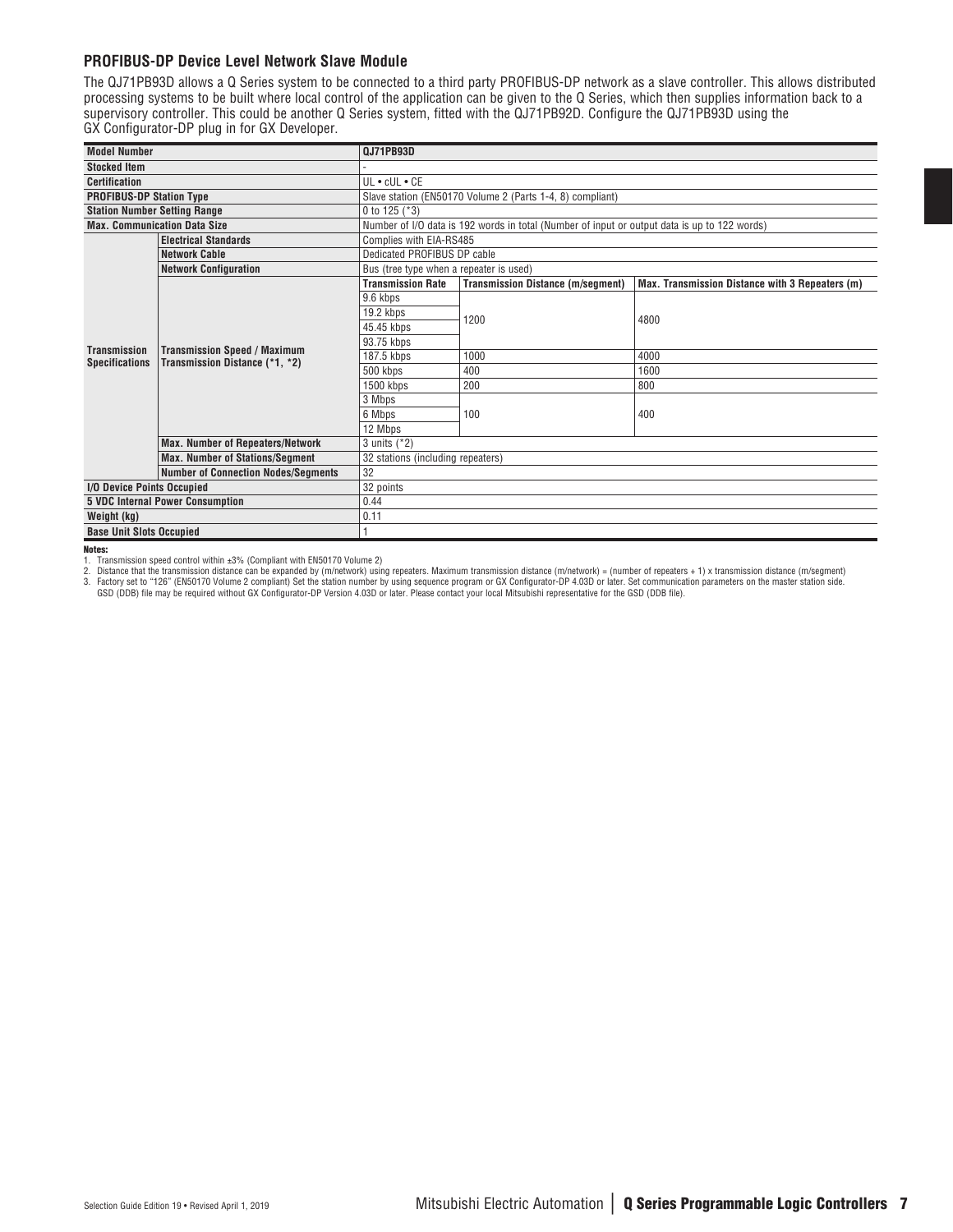### PROFIBUS-DP Device Level Network Slave Module

The QJ71PB93D allows a Q Series system to be connected to a third party PROFIBUS-DP network as a slave controller. This allows distributed processing systems to be built where local control of the application can be given to the Q Series, which then supplies information back to a supervisory controller. This could be another Q Series system, fitted with the QJ71PB92D. Configure the QJ71PB93D using the GX Configurator-DP plug in for GX Developer.

| Model Number | | QJ71PB93D | | |
|---|---|---|---|---|
| Stocked Item | | - | | |
| Certification | | UL • cUL • CE | | |
| PROFIBUS-DP Station Type | | Slave station (EN50170 Volume 2 (Parts 1-4, 8) compliant) | | |
| Station Number Setting Range | | 0 to 125 (*3) | | |
| Max. Communication Data Size | | Number of I/O data is 192 words in total (Number of input or output data is up to 122 words) | | |
| Transmission Specifications | Electrical Standards | Complies with EIA-RS485 | | |
| | Network Cable | Dedicated PROFIBUS DP cable | | |
| | Network Configuration | Bus (tree type when a repeater is used) | | |
| | Transmission Speed / Maximum Transmission Distance (*1, *2) | **Transmission Rate** | **Transmission Distance (m/segment)** | **Max. Transmission Distance with 3 Repeaters (m)** |
| | | 9.6 kbps | 1200 | 4800 |
| | | 19.2 kbps | | |
| | | 45.45 kbps | | |
| | | 93.75 kbps | | |
| | | 187.5 kbps | 1000 | 4000 |
| | | 500 kbps | 400 | 1600 |
| | | 1500 kbps | 200 | 800 |
| | | 3 Mbps | 100 | 400 |
| | | 6 Mbps | | |
| | | 12 Mbps | | |
| | Max. Number of Repeaters/Network | 3 units (*2) | | |
| | Max. Number of Stations/Segment | 32 stations (including repeaters) | | |
| | Number of Connection Nodes/Segments | 32 | | |
| I/O Device Points Occupied | | 32 points | | |
| 5 VDC Internal Power Consumption | | 0.44 | | |
| Weight (kg) | | 0.11 | | |
| Base Unit Slots Occupied | | 1 | | |

**Notes:**
1. Transmission speed control within ±3% (Compliant with EN50170 Volume 2)
2. Distance that the transmission distance can be expanded by (m/network) using repeaters. Maximum transmission distance (m/network) = (number of repeaters + 1) x transmission distance (m/segment)
3. Factory set to "126" (EN50170 Volume 2 compliant) Set the station number by using sequence program or GX Configurator-DP 4.03D or later. Set communication parameters on the master station side. GSD (DDB) file may be required without GX Configurator-DP Version 4.03D or later. Please contact your local Mitsubishi representative for the GSD (DDB file).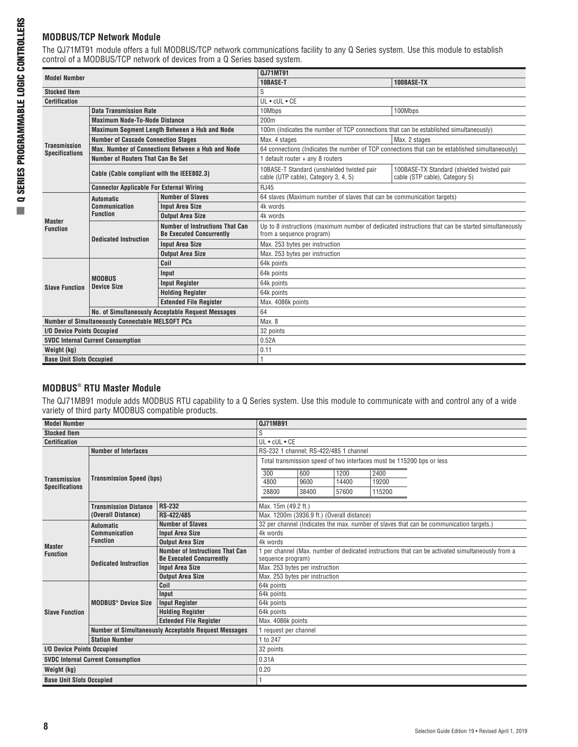## MODBUS/TCP Network Module

The QJ71MT91 module offers a full MODBUS/TCP network communications facility to any Q Series system. Use this module to establish control of a MODBUS/TCP network of devices from a Q Series based system.

| Model Number | | | QJ71MT91 | |
|---|---|---|---|---|
| | | | 10BASE-T | 100BASE-TX |
| Stocked Item | | | S | |
| Certification | | | UL • cUL • CE | |
| Transmission Specifications | Data Transmission Rate | | 10Mbps | 100Mbps |
| | Maximum Node-To-Node Distance | | 200m | |
| | Maximum Segment Length Between a Hub and Node | | 100m (Indicates the number of TCP connections that can be established simultaneously) | |
| | Number of Cascade Connection Stages | | Max. 4 stages | Max. 2 stages |
| | Max. Number of Connections Between a Hub and Node | | 64 connections (Indicates the number of TCP connections that can be established simultaneously) | |
| | Number of Routers That Can Be Set | | 1 default router + any 8 routers | |
| | Cable (Cable compliant with the IEEE802.3) | | 10BASE-T Standard (unshielded twisted pair cable (UTP cable), Category 3, 4, 5) | 100BASE-TX Standard (shielded twisted pair cable (STP cable), Category 5) |
| | Connector Applicable For External Wiring | | RJ45 | |
| Master Function | Automatic Communication Function | Number of Slaves | 64 slaves (Maximum number of slaves that can be communication targets) | |
| | | Input Area Size | 4k words | |
| | | Output Area Size | 4k words | |
| | Dedicated Instruction | Number of Instructions That Can Be Executed Concurrently | Up to 8 instructions (maximum number of dedicated instructions that can be started simultaneously from a sequence program) | |
| | | Input Area Size | Max. 253 bytes per instruction | |
| | | Output Area Size | Max. 253 bytes per instruction | |
| Slave Function | MODBUS Device Size | Coil | 64k points | |
| | | Input | 64k points | |
| | | Input Register | 64k points | |
| | | Holding Register | 64k points | |
| | | Extended File Register | Max. 4086k points | |
| | No. of Simultaneously Acceptable Request Messages | | 64 | |
| Number of Simultaneously Connectable MELSOFT PCs | | | Max. 8 | |
| I/O Device Points Occupied | | | 32 points | |
| 5VDC Internal Current Consumption | | | 0.52A | |
| Weight (kg) | | | 0.11 | |
| Base Unit Slots Occupied | | | 1 | |

## MODBUS® RTU Master Module

The QJ71MB91 module adds MODBUS RTU capability to a Q Series system. Use this module to communicate with and control any of a wide variety of third party MODBUS compatible products.

| Model Number | | | QJ71MB91 |
|---|---|---|---|
| Stocked Item | | | S |
| Certification | | | UL • cUL • CE |
| Transmission Specifications | Number of Interfaces | | RS-232 1 channel; RS-422/485 1 channel |
| | Transmission Speed (bps) | | Total transmission speed of two interfaces must be 115200 bps or less<br>300, 600, 1200, 2400<br>4800, 9600, 14400, 19200<br>28800, 38400, 57600, 115200 |
| | Transmission Distance (Overall Distance) | RS-232 | Max. 15m (49.2 ft.) |
| | | RS-422/485 | Max. 1200m (3936.9 ft.) (Overall distance) |
| Master Function | Automatic Communication Function | Number of Slaves | 32 per channel (Indicates the max. number of slaves that can be communication targets.) |
| | | Input Area Size | 4k words |
| | | Output Area Size | 4k words |
| | Dedicated Instruction | Number of Instructions That Can Be Executed Concurrently | 1 per channel (Max. number of dedicated instructions that can be activated simultaneously from a sequence program) |
| | | Input Area Size | Max. 253 bytes per instruction |
| | | Output Area Size | Max. 253 bytes per instruction |
| Slave Function | MODBUS® Device Size | Coil | 64k points |
| | | Input | 64k points |
| | | Input Register | 64k points |
| | | Holding Register | 64k points |
| | | Extended File Register | Max. 4086k points |
| | Number of Simultaneously Acceptable Request Messages | | 1 request per channel |
| | Station Number | | 1 to 247 |
| I/O Device Points Occupied | | | 32 points |
| 5VDC Internal Current Consumption | | | 0.31A |
| Weight (kg) | | | 0.20 |
| Base Unit Slots Occupied | | | 1 |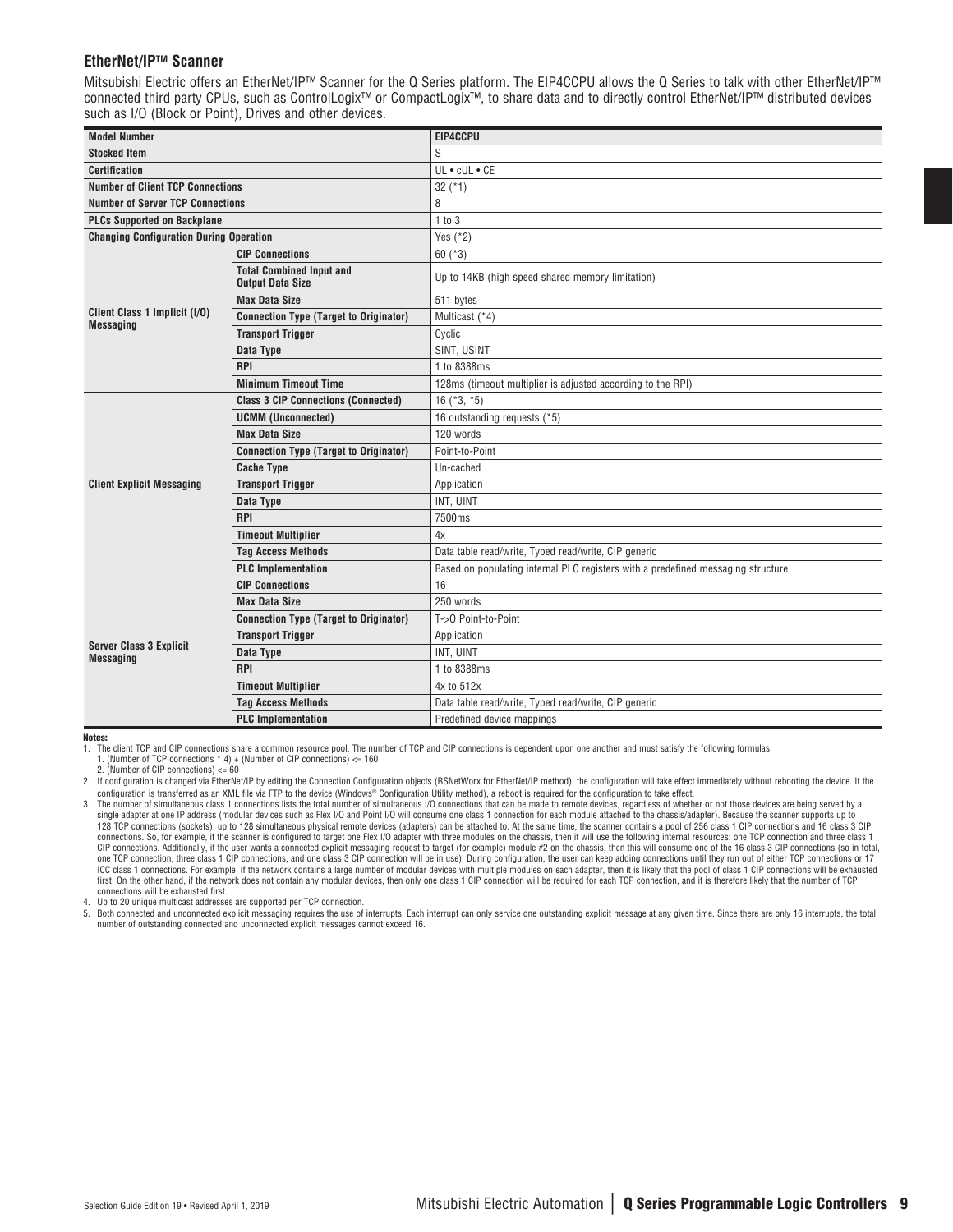## EtherNet/IP™ Scanner

Mitsubishi Electric offers an EtherNet/IP™ Scanner for the Q Series platform. The EIP4CCPU allows the Q Series to talk with other EtherNet/IP™ connected third party CPUs, such as ControlLogix™ or CompactLogix™, to share data and to directly control EtherNet/IP™ distributed devices such as I/O (Block or Point), Drives and other devices.

| Model Number | | EIP4CCPU |
|---|---|---|
| Stocked Item | | S |
| Certification | | UL • cUL • CE |
| Number of Client TCP Connections | | 32 (*1) |
| Number of Server TCP Connections | | 8 |
| PLCs Supported on Backplane | | 1 to 3 |
| Changing Configuration During Operation | | Yes (*2) |
| Client Class 1 Implicit (I/O) Messaging | CIP Connections | 60 (*3) |
| | Total Combined Input and Output Data Size | Up to 14KB (high speed shared memory limitation) |
| | Max Data Size | 511 bytes |
| | Connection Type (Target to Originator) | Multicast (*4) |
| | Transport Trigger | Cyclic |
| | Data Type | SINT, USINT |
| | RPI | 1 to 8388ms |
| | Minimum Timeout Time | 128ms (timeout multiplier is adjusted according to the RPI) |
| Client Explicit Messaging | Class 3 CIP Connections (Connected) | 16 (*3, *5) |
| | UCMM (Unconnected) | 16 outstanding requests (*5) |
| | Max Data Size | 120 words |
| | Connection Type (Target to Originator) | Point-to-Point |
| | Cache Type | Un-cached |
| | Transport Trigger | Application |
| | Data Type | INT, UINT |
| | RPI | 7500ms |
| | Timeout Multiplier | 4x |
| | Tag Access Methods | Data table read/write, Typed read/write, CIP generic |
| | PLC Implementation | Based on populating internal PLC registers with a predefined messaging structure |
| Server Class 3 Explicit Messaging | CIP Connections | 16 |
| | Max Data Size | 250 words |
| | Connection Type (Target to Originator) | T->O Point-to-Point |
| | Transport Trigger | Application |
| | Data Type | INT, UINT |
| | RPI | 1 to 8388ms |
| | Timeout Multiplier | 4x to 512x |
| | Tag Access Methods | Data table read/write, Typed read/write, CIP generic |
| | PLC Implementation | Predefined device mappings |

**Notes:**

1. The client TCP and CIP connections share a common resource pool. The number of TCP and CIP connections is dependent upon one another and must satisfy the following formulas:
   1. (Number of TCP connections * 4) + (Number of CIP connections) <= 160
   2. (Number of CIP connections) <= 60
2. If configuration is changed via EtherNet/IP by editing the Connection Configuration objects (RSNetWorx for EtherNet/IP method), the configuration will take effect immediately without rebooting the device. If the configuration is transferred as an XML file via FTP to the device (Windows® Configuration Utility method), a reboot is required for the configuration to take effect.
3. The number of simultaneous class 1 connections lists the total number of simultaneous I/O connections that can be made to remote devices, regardless of whether or not those devices are being served by a single adapter at one IP address (modular devices such as Flex I/O and Point I/O will consume one class 1 connection for each module attached to the chassis/adapter). Because the scanner supports up to 128 TCP connections (sockets), up to 128 simultaneous physical remote devices (adapters) can be attached to. At the same time, the scanner contains a pool of 256 class 1 CIP connections and 16 class 3 CIP connections. So, for example, if the scanner is configured to target one Flex I/O adapter with three modules on the chassis, then it will use the following internal resources: one TCP connection and three class 1 CIP connections. Additionally, if the user wants a connected explicit messaging request to target (for example) module #2 on the chassis, then this will consume one of the 16 class 3 CIP connections (so in total, one TCP connection, three class 1 CIP connections, and one class 3 CIP connection will be in use). During configuration, the user can keep adding connections until they run out of either TCP connections or 17 ICC class 1 connections. For example, if the network contains a large number of modular devices with multiple modules on each adapter, then it is likely that the pool of class 1 CIP connections will be exhausted first. On the other hand, if the network does not contain any modular devices, then only one class 1 CIP connection will be required for each TCP connection, and it is therefore likely that the number of TCP connections will be exhausted first.
4. Up to 20 unique multicast addresses are supported per TCP connection.
5. Both connected and unconnected explicit messaging requires the use of interrupts. Each interrupt can only service one outstanding explicit message at any given time. Since there are only 16 interrupts, the total number of outstanding connected and unconnected explicit messages cannot exceed 16.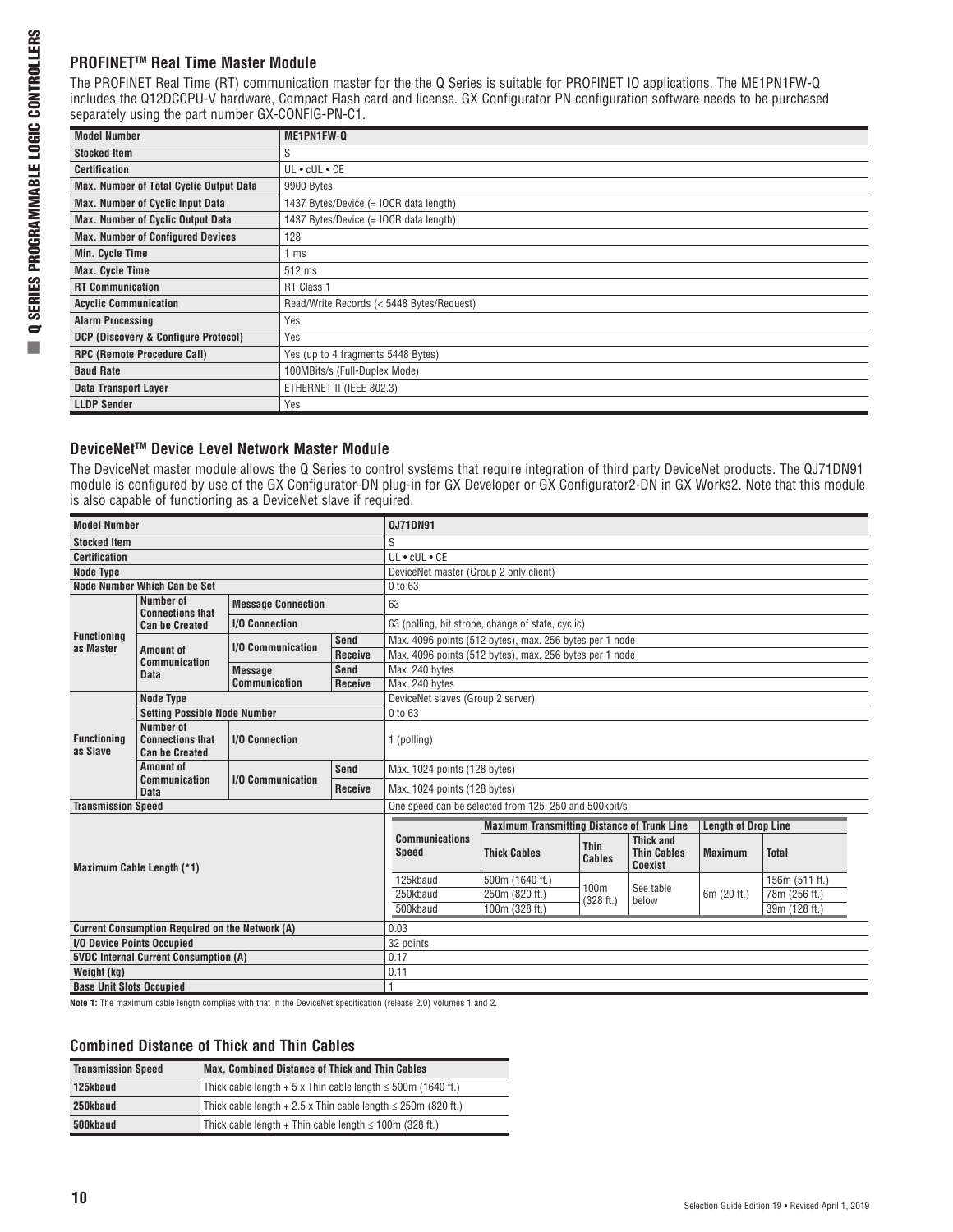## PROFINET™ Real Time Master Module

The PROFINET Real Time (RT) communication master for the the Q Series is suitable for PROFINET IO applications. The ME1PN1FW-Q includes the Q12DCCPU-V hardware, Compact Flash card and license. GX Configurator PN configuration software needs to be purchased separately using the part number GX-CONFIG-PN-C1.

| Model Number | ME1PN1FW-Q |
|---|---|
| Stocked Item | S |
| Certification | UL • cUL • CE |
| Max. Number of Total Cyclic Output Data | 9900 Bytes |
| Max. Number of Cyclic Input Data | 1437 Bytes/Device (= IOCR data length) |
| Max. Number of Cyclic Output Data | 1437 Bytes/Device (= IOCR data length) |
| Max. Number of Configured Devices | 128 |
| Min. Cycle Time | 1 ms |
| Max. Cycle Time | 512 ms |
| RT Communication | RT Class 1 |
| Acyclic Communication | Read/Write Records (< 5448 Bytes/Request) |
| Alarm Processing | Yes |
| DCP (Discovery & Configure Protocol) | Yes |
| RPC (Remote Procedure Call) | Yes (up to 4 fragments 5448 Bytes) |
| Baud Rate | 100MBits/s (Full-Duplex Mode) |
| Data Transport Layer | ETHERNET II (IEEE 802.3) |
| LLDP Sender | Yes |

## DeviceNet™ Device Level Network Master Module

The DeviceNet master module allows the Q Series to control systems that require integration of third party DeviceNet products. The QJ71DN91 module is configured by use of the GX Configurator-DN plug-in for GX Developer or GX Configurator2-DN in GX Works2. Note that this module is also capable of functioning as a DeviceNet slave if required.

| Model Number | | | | QJ71DN91 | | | | | |
|---|---|---|---|---|---|---|---|---|---|
| Stocked Item | | | | S | | | | | |
| Certification | | | | UL • cUL • CE | | | | | |
| Node Type | | | | DeviceNet master (Group 2 only client) | | | | | |
| Node Number Which Can be Set | | | | 0 to 63 | | | | | |
| Functioning as Master | Number of Connections that Can be Created | Message Connection | | 63 | | | | | |
| | | I/O Connection | | 63 (polling, bit strobe, change of state, cyclic) | | | | | |
| | Amount of Communication Data | I/O Communication | Send | Max. 4096 points (512 bytes), max. 256 bytes per 1 node | | | | | |
| | | | Receive | Max. 4096 points (512 bytes), max. 256 bytes per 1 node | | | | | |
| | | Message Communication | Send | Max. 240 bytes | | | | | |
| | | | Receive | Max. 240 bytes | | | | | |
| Functioning as Slave | Node Type | | | DeviceNet slaves (Group 2 server) | | | | | |
| | Setting Possible Node Number | | | 0 to 63 | | | | | |
| | Number of Connections that Can be Created | I/O Connection | | 1 (polling) | | | | | |
| | Amount of Communication Data | I/O Communication | Send | Max. 1024 points (128 bytes) | | | | | |
| | | | Receive | Max. 1024 points (128 bytes) | | | | | |
| Transmission Speed | | | | One speed can be selected from 125, 250 and 500kbit/s | | | | | |
| Maximum Cable Length (*1) | | | | Communications Speed | Maximum Transmitting Distance of Trunk Line | | | Length of Drop Line | |
| | | | | | Thick Cables | Thin Cables | Thick and Thin Cables Coexist | Maximum | Total |
| | | | | 125kbaud | 500m (1640 ft.) | 100m (328 ft.) | See table below | 6m (20 ft.) | 156m (511 ft.) |
| | | | | 250kbaud | 250m (820 ft.) | | | | 78m (256 ft.) |
| | | | | 500kbaud | 100m (328 ft.) | | | | 39m (128 ft.) |
| Current Consumption Required on the Network (A) | | | | 0.03 | | | | | |
| I/O Device Points Occupied | | | | 32 points | | | | | |
| 5VDC Internal Current Consumption (A) | | | | 0.17 | | | | | |
| Weight (kg) | | | | 0.11 | | | | | |
| Base Unit Slots Occupied | | | | 1 | | | | | |

**Note 1:** The maximum cable length complies with that in the DeviceNet specification (release 2.0) volumes 1 and 2.

### Combined Distance of Thick and Thin Cables

| Transmission Speed | Max. Combined Distance of Thick and Thin Cables |
|---|---|
| 125kbaud | Thick cable length + 5 x Thin cable length ≤ 500m (1640 ft.) |
| 250kbaud | Thick cable length + 2.5 x Thin cable length ≤ 250m (820 ft.) |
| 500kbaud | Thick cable length + Thin cable length ≤ 100m (328 ft.) |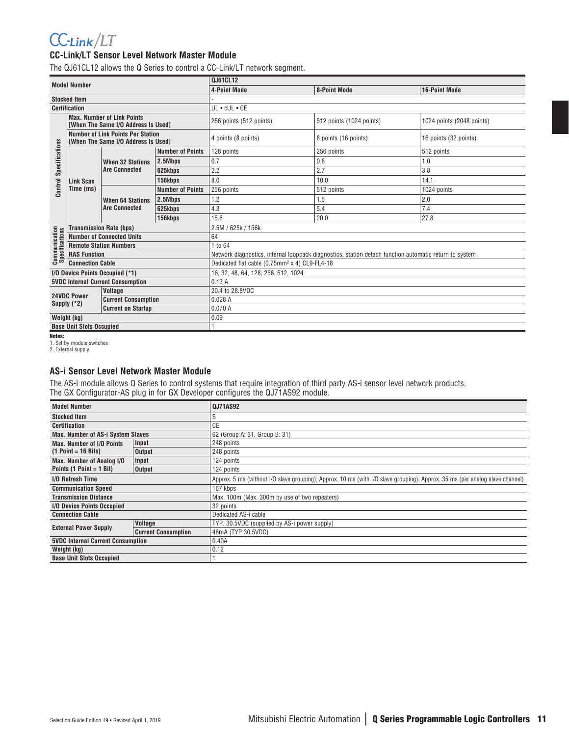CC-Link/LT

### CC-Link/LT Sensor Level Network Master Module

The QJ61CL12 allows the Q Series to control a CC-Link/LT network segment.

| Model Number | | | | QJ61CL12 | | |
|---|---|---|---|---|---|---|
| | | | | 4-Point Mode | 8-Point Mode | 16-Point Mode |
| Stocked Item | | | | - | | |
| Certification | | | | UL • cUL • CE | | |
| Control Specifications | Max. Number of Link Points [When The Same I/O Address Is Used] | | | 256 points (512 points) | 512 points (1024 points) | 1024 points (2048 points) |
| | Number of Link Points Per Station [When The Same I/O Address Is Used] | | | 4 points (8 points) | 8 points (16 points) | 16 points (32 points) |
| | Link Scan Time (ms) | When 32 Stations Are Connected | Number of Points | 128 points | 256 points | 512 points |
| | | | 2.5Mbps | 0.7 | 0.8 | 1.0 |
| | | | 625kbps | 2.2 | 2.7 | 3.8 |
| | | | 156kbps | 8.0 | 10.0 | 14.1 |
| | | When 64 Stations Are Connected | Number of Points | 256 points | 512 points | 1024 points |
| | | | 2.5Mbps | 1.2 | 1.5 | 2.0 |
| | | | 625kbps | 4.3 | 5.4 | 7.4 |
| | | | 156kbps | 15.6 | 20.0 | 27.8 |
| Communication Specifications | Transmission Rate (bps) | | | 2.5M / 625k / 156k | | |
| | Number of Connected Units | | | 64 | | |
| | Remote Station Numbers | | | 1 to 64 | | |
| | RAS Function | | | Network diagnostics, internal loopback diagnostics, station detach function automatic return to system | | |
| | Connection Cable | | | Dedicated flat cable (0.75mm² x 4) CL9-FL4-18 | | |
| I/O Device Points Occupied (*1) | | | | 16, 32, 48, 64, 128, 256, 512, 1024 | | |
| 5VDC Internal Current Consumption | | | | 0.13 A | | |
| 24VDC Power Supply (*2) | Voltage | | | 20.4 to 28.8VDC | | |
| | Current Consumption | | | 0.028 A | | |
| | Current on Startup | | | 0.070 A | | |
| Weight (kg) | | | | 0.09 | | |
| Base Unit Slots Occupied | | | | 1 | | |

**Notes:**
1. Set by module switches
2. External supply

### AS-i Sensor Level Network Master Module

The AS-i module allows Q Series to control systems that require integration of third party AS-i sensor level network products.
The GX Configurator-AS plug in for GX Developer configures the QJ71AS92 module.

| Model Number | | QJ71AS92 |
|---|---|---|
| Stocked Item | | S |
| Certification | | CE |
| Max. Number of AS-i System Slaves | | 62 (Group A: 31, Group B: 31) |
| Max. Number of I/O Points (1 Point = 16 Bits) | Input | 248 points |
| | Output | 248 points |
| Max. Number of Analog I/O Points (1 Point = 1 Bit) | Input | 124 points |
| | Output | 124 points |
| I/O Refresh Time | | Approx. 5 ms (without I/O slave grouping); Approx. 10 ms (with I/O slave grouping); Approx. 35 ms (per analog slave channel) |
| Communication Speed | | 167 kbps |
| Transmission Distance | | Max. 100m (Max. 300m by use of two repeaters) |
| I/O Device Points Occupied | | 32 points |
| Connection Cable | | Dedicated AS-i cable |
| External Power Supply | Voltage | TYP. 30.5VDC (supplied by AS-i power supply) |
| | Current Consumption | 46mA (TYP 30.5VDC) |
| 5VDC Internal Current Consumption | | 0.40A |
| Weight (kg) | | 0.12 |
| Base Unit Slots Occupied | | 1 |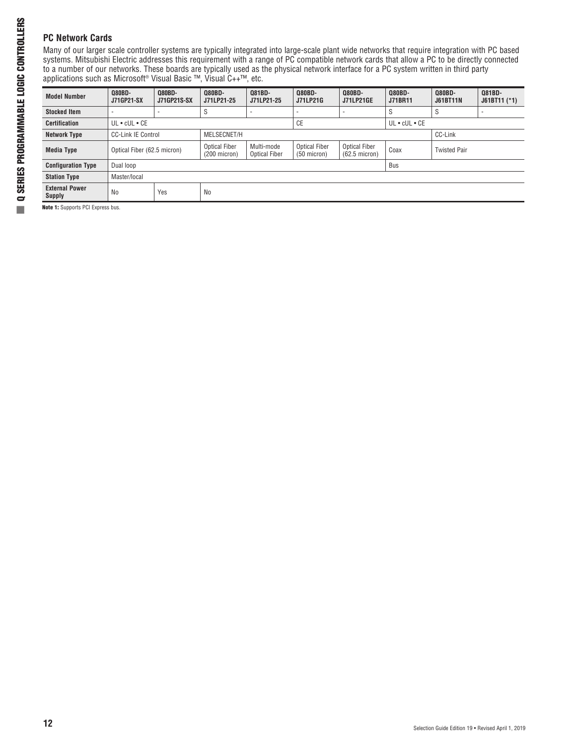## PC Network Cards

Many of our larger scale controller systems are typically integrated into large-scale plant wide networks that require integration with PC based systems. Mitsubishi Electric addresses this requirement with a range of PC compatible network cards that allow a PC to be directly connected to a number of our networks. These boards are typically used as the physical network interface for a PC system written in third party applications such as Microsoft® Visual Basic ™, Visual C++™, etc.

| Model Number | Q80BD-J71GP21-SX | Q80BD-J71GP21S-SX | Q80BD-J71LP21-25 | Q81BD-J71LP21-25 | Q80BD-J71LP21G | Q80BD-J71LP21GE | Q80BD-J71BR11 | Q80BD-J61BT11N | Q81BD-J61BT11 (*1) |
|---|---|---|---|---|---|---|---|---|---|
| Stocked Item | - | - | S | - | - | - | S | S | - |
| Certification | UL • cUL • CE | | | | CE | | UL • cUL • CE | | |
| Network Type | CC-Link IE Control | | MELSECNET/H | | | | | CC-Link | |
| Media Type | Optical Fiber (62.5 micron) | | Optical Fiber (200 micron) | Multi-mode Optical Fiber | Optical Fiber (50 micron) | Optical Fiber (62.5 micron) | Coax | Twisted Pair | |
| Configuration Type | Dual loop | | | | | | Bus | | |
| Station Type | Master/local | | | | | | | | |
| External Power Supply | No | Yes | No | | | | | | |

**Note 1:** Supports PCI Express bus.